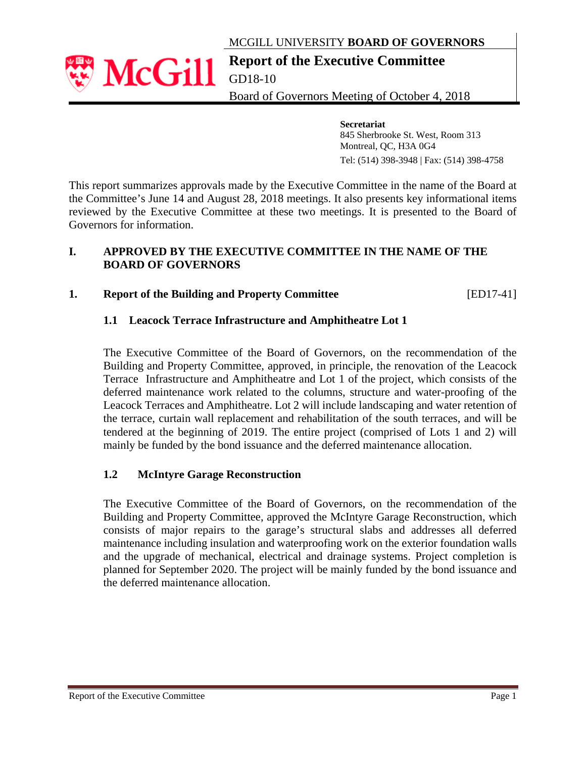MCGILL UNIVERSITY **BOARD OF GOVERNORS**

# Report of the Executive Committee

GD18-10

Board of Governors Meeting of October 4, 2018

**Secretariat**
845 Sherbrooke St. West, Room 313
Montreal, QC, H3A 0G4
Tel: (514) 398-3948 | Fax: (514) 398-4758

This report summarizes approvals made by the Executive Committee in the name of the Board at the Committee's June 14 and August 28, 2018 meetings. It also presents key informational items reviewed by the Executive Committee at these two meetings. It is presented to the Board of Governors for information.

## I. APPROVED BY THE EXECUTIVE COMMITTEE IN THE NAME OF THE BOARD OF GOVERNORS

### 1. Report of the Building and Property Committee [ED17-41]

#### 1.1 Leacock Terrace Infrastructure and Amphitheatre Lot 1

The Executive Committee of the Board of Governors, on the recommendation of the Building and Property Committee, approved, in principle, the renovation of the Leacock Terrace Infrastructure and Amphitheatre and Lot 1 of the project, which consists of the deferred maintenance work related to the columns, structure and water-proofing of the Leacock Terraces and Amphitheatre. Lot 2 will include landscaping and water retention of the terrace, curtain wall replacement and rehabilitation of the south terraces, and will be tendered at the beginning of 2019. The entire project (comprised of Lots 1 and 2) will mainly be funded by the bond issuance and the deferred maintenance allocation.

#### 1.2 McIntyre Garage Reconstruction

The Executive Committee of the Board of Governors, on the recommendation of the Building and Property Committee, approved the McIntyre Garage Reconstruction, which consists of major repairs to the garage's structural slabs and addresses all deferred maintenance including insulation and waterproofing work on the exterior foundation walls and the upgrade of mechanical, electrical and drainage systems. Project completion is planned for September 2020. The project will be mainly funded by the bond issuance and the deferred maintenance allocation.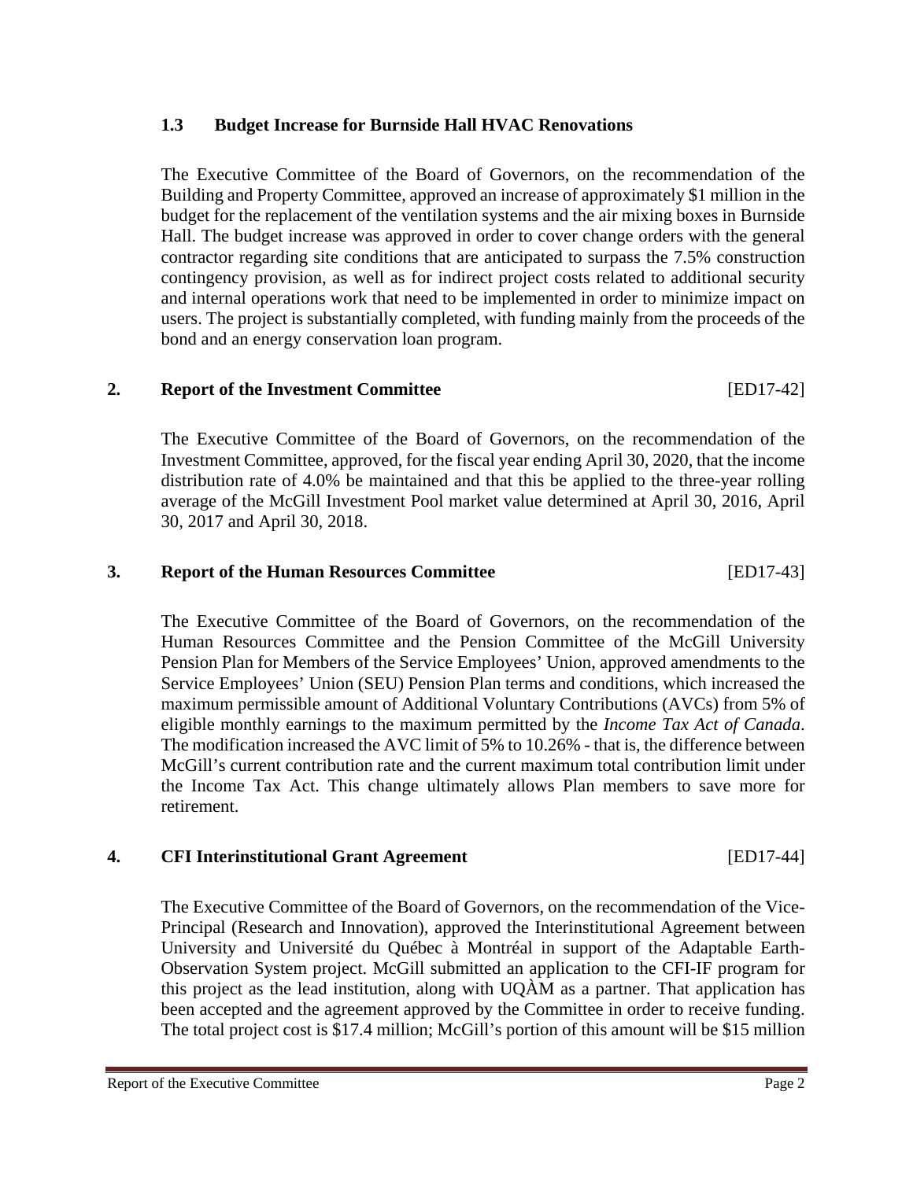### 1.3 Budget Increase for Burnside Hall HVAC Renovations

The Executive Committee of the Board of Governors, on the recommendation of the Building and Property Committee, approved an increase of approximately $1 million in the budget for the replacement of the ventilation systems and the air mixing boxes in Burnside Hall. The budget increase was approved in order to cover change orders with the general contractor regarding site conditions that are anticipated to surpass the 7.5% construction contingency provision, as well as for indirect project costs related to additional security and internal operations work that need to be implemented in order to minimize impact on users. The project is substantially completed, with funding mainly from the proceeds of the bond and an energy conservation loan program.

## 2. Report of the Investment Committee [ED17-42]

The Executive Committee of the Board of Governors, on the recommendation of the Investment Committee, approved, for the fiscal year ending April 30, 2020, that the income distribution rate of 4.0% be maintained and that this be applied to the three-year rolling average of the McGill Investment Pool market value determined at April 30, 2016, April 30, 2017 and April 30, 2018.

## 3. Report of the Human Resources Committee [ED17-43]

The Executive Committee of the Board of Governors, on the recommendation of the Human Resources Committee and the Pension Committee of the McGill University Pension Plan for Members of the Service Employees' Union, approved amendments to the Service Employees' Union (SEU) Pension Plan terms and conditions, which increased the maximum permissible amount of Additional Voluntary Contributions (AVCs) from 5% of eligible monthly earnings to the maximum permitted by the *Income Tax Act of Canada*. The modification increased the AVC limit of 5% to 10.26% - that is, the difference between McGill's current contribution rate and the current maximum total contribution limit under the Income Tax Act. This change ultimately allows Plan members to save more for retirement.

## 4. CFI Interinstitutional Grant Agreement [ED17-44]

The Executive Committee of the Board of Governors, on the recommendation of the Vice-Principal (Research and Innovation), approved the Interinstitutional Agreement between University and Université du Québec à Montréal in support of the Adaptable Earth-Observation System project. McGill submitted an application to the CFI-IF program for this project as the lead institution, along with UQÀM as a partner. That application has been accepted and the agreement approved by the Committee in order to receive funding. The total project cost is $17.4 million; McGill's portion of this amount will be $15 million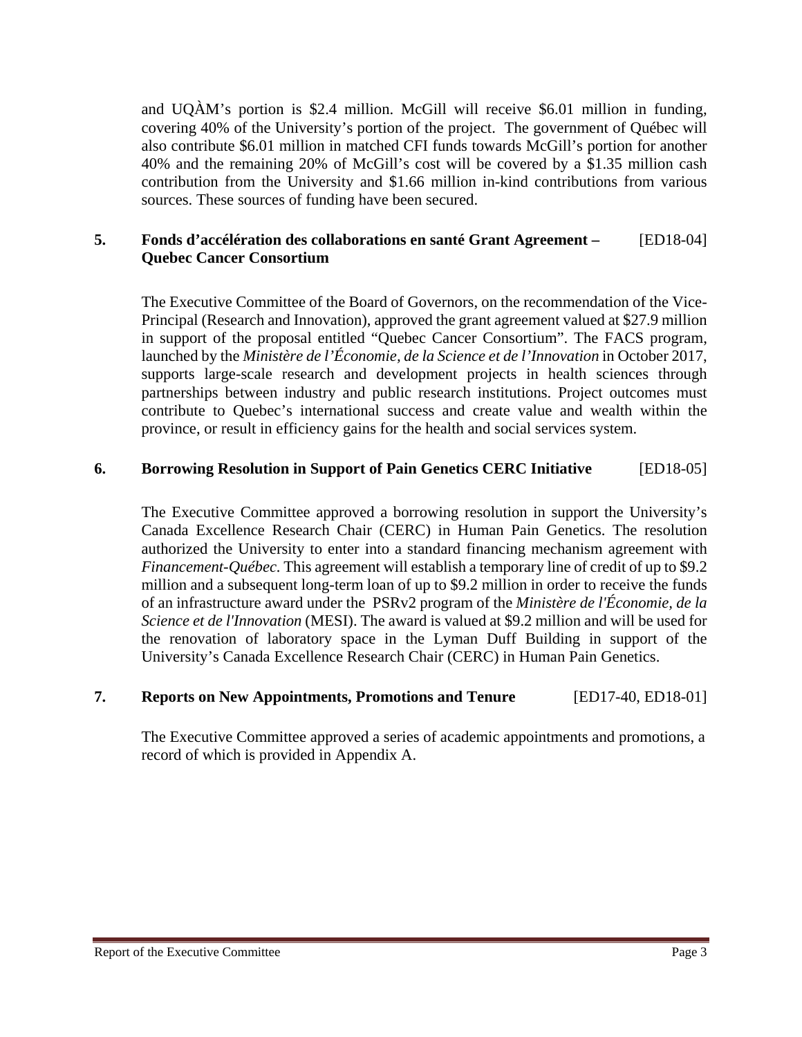and UQÀM's portion is $2.4 million. McGill will receive $6.01 million in funding, covering 40% of the University's portion of the project. The government of Québec will also contribute $6.01 million in matched CFI funds towards McGill's portion for another 40% and the remaining 20% of McGill's cost will be covered by a $1.35 million cash contribution from the University and $1.66 million in-kind contributions from various sources. These sources of funding have been secured.

### 5. Fonds d'accélération des collaborations en santé Grant Agreement – Quebec Cancer Consortium [ED18-04]

The Executive Committee of the Board of Governors, on the recommendation of the Vice-Principal (Research and Innovation), approved the grant agreement valued at $27.9 million in support of the proposal entitled "Quebec Cancer Consortium". The FACS program, launched by the *Ministère de l'Économie, de la Science et de l'Innovation* in October 2017, supports large-scale research and development projects in health sciences through partnerships between industry and public research institutions. Project outcomes must contribute to Quebec's international success and create value and wealth within the province, or result in efficiency gains for the health and social services system.

### 6. Borrowing Resolution in Support of Pain Genetics CERC Initiative [ED18-05]

The Executive Committee approved a borrowing resolution in support the University's Canada Excellence Research Chair (CERC) in Human Pain Genetics. The resolution authorized the University to enter into a standard financing mechanism agreement with *Financement-Québec*. This agreement will establish a temporary line of credit of up to $9.2 million and a subsequent long-term loan of up to $9.2 million in order to receive the funds of an infrastructure award under the PSRv2 program of the *Ministère de l'Économie, de la Science et de l'Innovation* (MESI). The award is valued at $9.2 million and will be used for the renovation of laboratory space in the Lyman Duff Building in support of the University's Canada Excellence Research Chair (CERC) in Human Pain Genetics.

### 7. Reports on New Appointments, Promotions and Tenure [ED17-40, ED18-01]

The Executive Committee approved a series of academic appointments and promotions, a record of which is provided in Appendix A.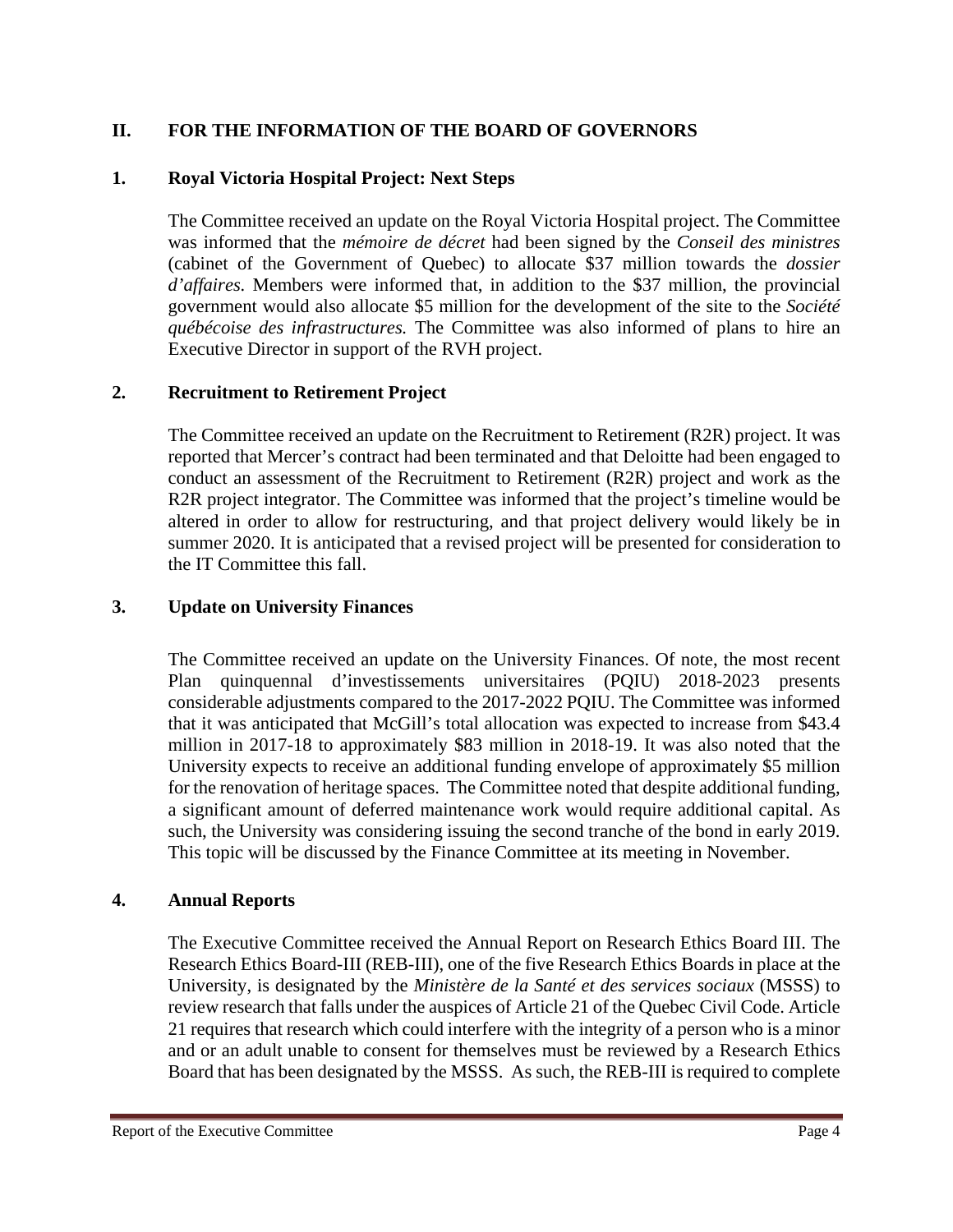## II. FOR THE INFORMATION OF THE BOARD OF GOVERNORS

### 1. Royal Victoria Hospital Project: Next Steps

The Committee received an update on the Royal Victoria Hospital project. The Committee was informed that the *mémoire de décret* had been signed by the *Conseil des ministres* (cabinet of the Government of Quebec) to allocate $37 million towards the *dossier d'affaires*. Members were informed that, in addition to the $37 million, the provincial government would also allocate $5 million for the development of the site to the *Société québécoise des infrastructures.* The Committee was also informed of plans to hire an Executive Director in support of the RVH project.

### 2. Recruitment to Retirement Project

The Committee received an update on the Recruitment to Retirement (R2R) project. It was reported that Mercer's contract had been terminated and that Deloitte had been engaged to conduct an assessment of the Recruitment to Retirement (R2R) project and work as the R2R project integrator. The Committee was informed that the project's timeline would be altered in order to allow for restructuring, and that project delivery would likely be in summer 2020. It is anticipated that a revised project will be presented for consideration to the IT Committee this fall.

### 3. Update on University Finances

The Committee received an update on the University Finances. Of note, the most recent Plan quinquennal d'investissements universitaires (PQIU) 2018-2023 presents considerable adjustments compared to the 2017-2022 PQIU. The Committee was informed that it was anticipated that McGill's total allocation was expected to increase from $43.4 million in 2017-18 to approximately $83 million in 2018-19. It was also noted that the University expects to receive an additional funding envelope of approximately $5 million for the renovation of heritage spaces. The Committee noted that despite additional funding, a significant amount of deferred maintenance work would require additional capital. As such, the University was considering issuing the second tranche of the bond in early 2019. This topic will be discussed by the Finance Committee at its meeting in November.

### 4. Annual Reports

The Executive Committee received the Annual Report on Research Ethics Board III. The Research Ethics Board-III (REB-III), one of the five Research Ethics Boards in place at the University, is designated by the *Ministère de la Santé et des services sociaux* (MSSS) to review research that falls under the auspices of Article 21 of the Quebec Civil Code. Article 21 requires that research which could interfere with the integrity of a person who is a minor and or an adult unable to consent for themselves must be reviewed by a Research Ethics Board that has been designated by the MSSS. As such, the REB-III is required to complete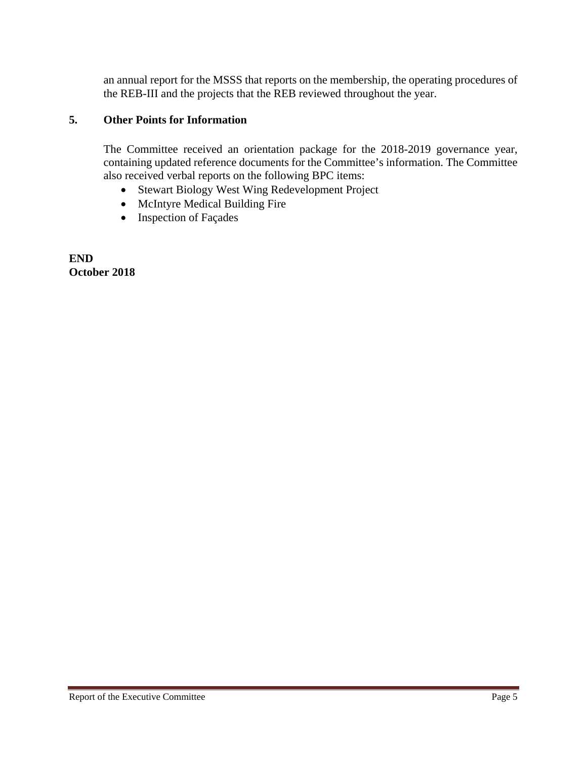an annual report for the MSSS that reports on the membership, the operating procedures of the REB-III and the projects that the REB reviewed throughout the year.

## 5. Other Points for Information

The Committee received an orientation package for the 2018-2019 governance year, containing updated reference documents for the Committee's information. The Committee also received verbal reports on the following BPC items:

- Stewart Biology West Wing Redevelopment Project
- McIntyre Medical Building Fire
- Inspection of Façades

**END**
**October 2018**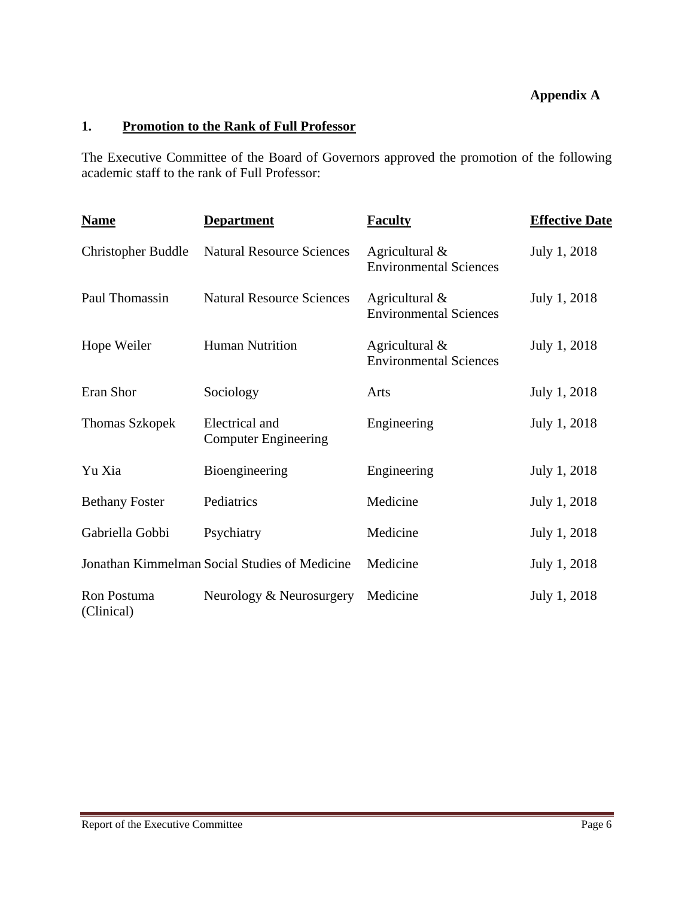**Appendix A**

## 1. Promotion to the Rank of Full Professor

The Executive Committee of the Board of Governors approved the promotion of the following academic staff to the rank of Full Professor:

| Name | Department | Faculty | Effective Date |
|---|---|---|---|
| Christopher Buddle | Natural Resource Sciences | Agricultural & Environmental Sciences | July 1, 2018 |
| Paul Thomassin | Natural Resource Sciences | Agricultural & Environmental Sciences | July 1, 2018 |
| Hope Weiler | Human Nutrition | Agricultural & Environmental Sciences | July 1, 2018 |
| Eran Shor | Sociology | Arts | July 1, 2018 |
| Thomas Szkopek | Electrical and Computer Engineering | Engineering | July 1, 2018 |
| Yu Xia | Bioengineering | Engineering | July 1, 2018 |
| Bethany Foster | Pediatrics | Medicine | July 1, 2018 |
| Gabriella Gobbi | Psychiatry | Medicine | July 1, 2018 |
| Jonathan Kimmelman | Social Studies of Medicine | Medicine | July 1, 2018 |
| Ron Postuma (Clinical) | Neurology & Neurosurgery | Medicine | July 1, 2018 |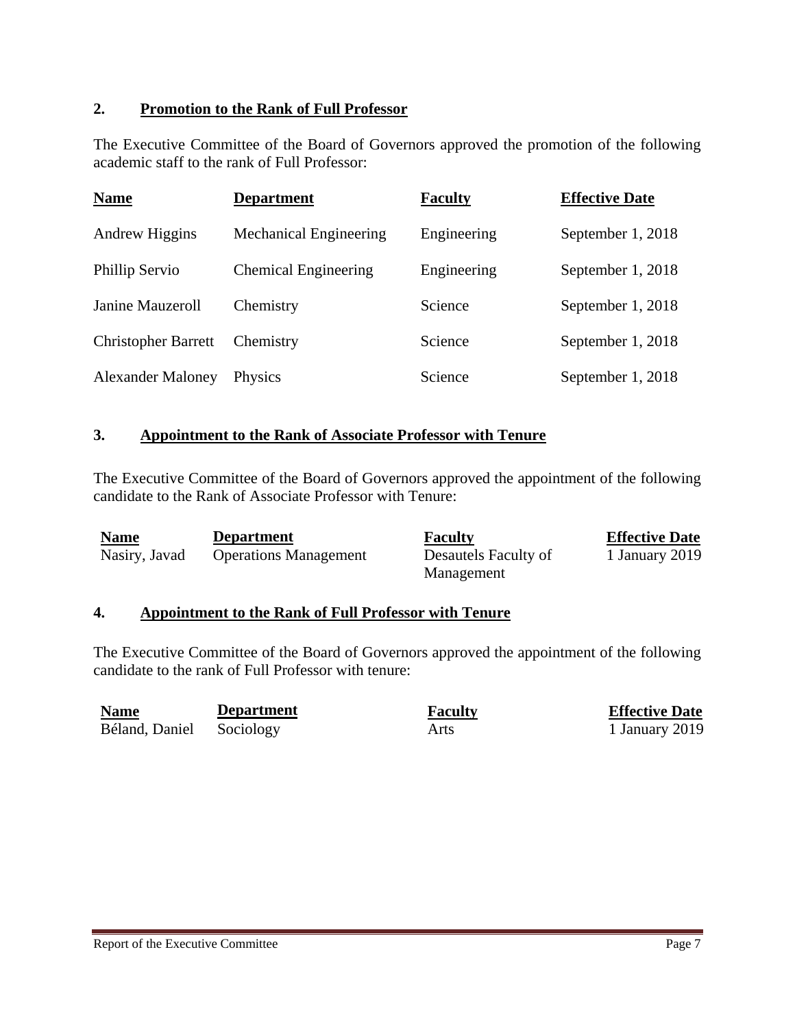## 2. Promotion to the Rank of Full Professor

The Executive Committee of the Board of Governors approved the promotion of the following academic staff to the rank of Full Professor:

| Name | Department | Faculty | Effective Date |
| --- | --- | --- | --- |
| Andrew Higgins | Mechanical Engineering | Engineering | September 1, 2018 |
| Phillip Servio | Chemical Engineering | Engineering | September 1, 2018 |
| Janine Mauzeroll | Chemistry | Science | September 1, 2018 |
| Christopher Barrett | Chemistry | Science | September 1, 2018 |
| Alexander Maloney | Physics | Science | September 1, 2018 |

## 3. Appointment to the Rank of Associate Professor with Tenure

The Executive Committee of the Board of Governors approved the appointment of the following candidate to the Rank of Associate Professor with Tenure:

| Name | Department | Faculty | Effective Date |
| --- | --- | --- | --- |
| Nasiry, Javad | Operations Management | Desautels Faculty of Management | 1 January 2019 |

## 4. Appointment to the Rank of Full Professor with Tenure

The Executive Committee of the Board of Governors approved the appointment of the following candidate to the rank of Full Professor with tenure:

| Name | Department | Faculty | Effective Date |
| --- | --- | --- | --- |
| Béland, Daniel | Sociology | Arts | 1 January 2019 |